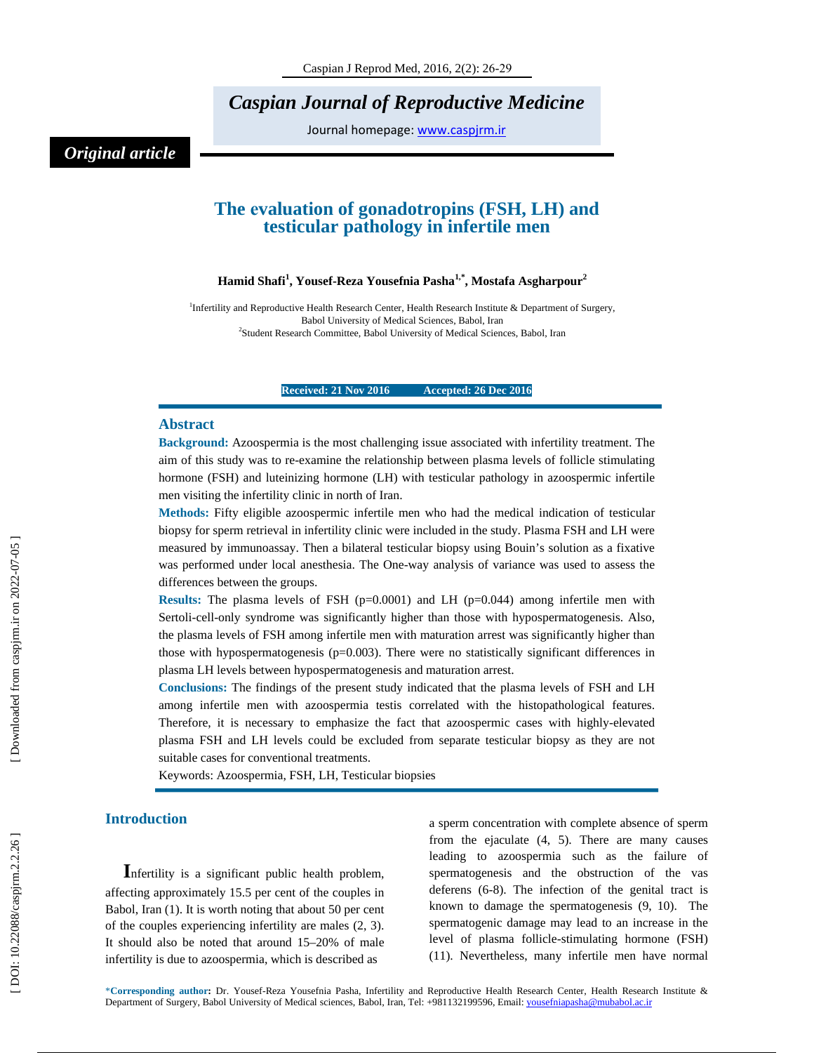*Original article*

# The evaluation of gonadotropins (FSH, LH) and testicular pathology in infertile men

**Hamid Shafi[1], Yousef-Reza Yousefnia Pasha[1,*], Mostafa Asgharpour[2]**

[1]Infertility and Reproductive Health Research Center, Health Research Institute & Department of Surgery, Babol University of Medical Sciences, Babol, Iran
[2]Student Research Committee, Babol University of Medical Sciences, Babol, Iran

**Received: 21 Nov 2016 Accepted: 26 Dec 2016**

## Abstract

**Background:** Azoospermia is the most challenging issue associated with infertility treatment. The aim of this study was to re-examine the relationship between plasma levels of follicle stimulating hormone (FSH) and luteinizing hormone (LH) with testicular pathology in azoospermic infertile men visiting the infertility clinic in north of Iran.

**Methods:** Fifty eligible azoospermic infertile men who had the medical indication of testicular biopsy for sperm retrieval in infertility clinic were included in the study. Plasma FSH and LH were measured by immunoassay. Then a bilateral testicular biopsy using Bouin's solution as a fixative was performed under local anesthesia. The One-way analysis of variance was used to assess the differences between the groups.

**Results:** The plasma levels of FSH (p=0.0001) and LH (p=0.044) among infertile men with Sertoli-cell-only syndrome was significantly higher than those with hypospermatogenesis. Also, the plasma levels of FSH among infertile men with maturation arrest was significantly higher than those with hypospermatogenesis (p=0.003). There were no statistically significant differences in plasma LH levels between hypospermatogenesis and maturation arrest.

**Conclusions:** The findings of the present study indicated that the plasma levels of FSH and LH among infertile men with azoospermia testis correlated with the histopathological features. Therefore, it is necessary to emphasize the fact that azoospermic cases with highly-elevated plasma FSH and LH levels could be excluded from separate testicular biopsy as they are not suitable cases for conventional treatments.

Keywords: Azoospermia, FSH, LH, Testicular biopsies

## Introduction

Infertility is a significant public health problem, affecting approximately 15.5 per cent of the couples in Babol, Iran (1). It is worth noting that about 50 per cent of the couples experiencing infertility are males (2, 3). It should also be noted that around 15–20% of male infertility is due to azoospermia, which is described as a sperm concentration with complete absence of sperm from the ejaculate (4, 5). There are many causes leading to azoospermia such as the failure of spermatogenesis and the obstruction of the vas deferens (6-8). The infection of the genital tract is known to damage the spermatogenesis (9, 10). The spermatogenic damage may lead to an increase in the level of plasma follicle-stimulating hormone (FSH) (11). Nevertheless, many infertile men have normal

*Corresponding author: Dr. Yousef-Reza Yousefnia Pasha, Infertility and Reproductive Health Research Center, Health Research Institute & Department of Surgery, Babol University of Medical sciences, Babol, Iran, Tel: +981132199596, Email: yousefniapasha@mubabol.ac.ir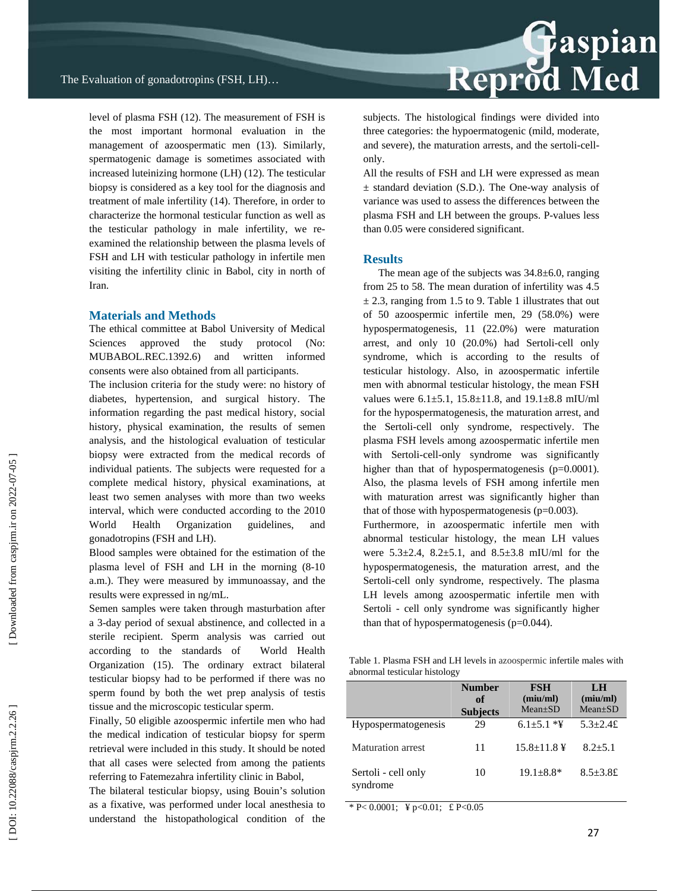level of plasma FSH (12). The measurement of FSH is the most important hormonal evaluation in the management of azoospermatic men (13). Similarly, spermatogenic damage is sometimes associated with increased luteinizing hormone (LH) (12). The testicular biopsy is considered as a key tool for the diagnosis and treatment of male infertility (14). Therefore, in order to characterize the hormonal testicular function as well as the testicular pathology in male infertility, we re-examined the relationship between the plasma levels of FSH and LH with testicular pathology in infertile men visiting the infertility clinic in Babol, city in north of Iran.

## Materials and Methods

The ethical committee at Babol University of Medical Sciences approved the study protocol (No: MUBABOL.REC.1392.6) and written informed consents were also obtained from all participants.

The inclusion criteria for the study were: no history of diabetes, hypertension, and surgical history. The information regarding the past medical history, social history, physical examination, the results of semen analysis, and the histological evaluation of testicular biopsy were extracted from the medical records of individual patients. The subjects were requested for a complete medical history, physical examinations, at least two semen analyses with more than two weeks interval, which were conducted according to the 2010 World Health Organization guidelines, and gonadotropins (FSH and LH).

Blood samples were obtained for the estimation of the plasma level of FSH and LH in the morning (8-10 a.m.). They were measured by immunoassay, and the results were expressed in ng/mL.

Semen samples were taken through masturbation after a 3-day period of sexual abstinence, and collected in a sterile recipient. Sperm analysis was carried out according to the standards of World Health Organization (15). The ordinary extract bilateral testicular biopsy had to be performed if there was no sperm found by both the wet prep analysis of testis tissue and the microscopic testicular sperm.

Finally, 50 eligible azoospermic infertile men who had the medical indication of testicular biopsy for sperm retrieval were included in this study. It should be noted that all cases were selected from among the patients referring to Fatemezahra infertility clinic in Babol,

The bilateral testicular biopsy, using Bouin's solution as a fixative, was performed under local anesthesia to understand the histopathological condition of the subjects. The histological findings were divided into three categories: the hypoermatogenic (mild, moderate, and severe), the maturation arrests, and the sertoli-cell-only.

All the results of FSH and LH were expressed as mean ± standard deviation (S.D.). The One-way analysis of variance was used to assess the differences between the plasma FSH and LH between the groups. P-values less than 0.05 were considered significant.

## Results

The mean age of the subjects was 34.8±6.0, ranging from 25 to 58. The mean duration of infertility was 4.5 ± 2.3, ranging from 1.5 to 9. Table 1 illustrates that out of 50 azoospermic infertile men, 29 (58.0%) were hypospermatogenesis, 11 (22.0%) were maturation arrest, and only 10 (20.0%) had Sertoli-cell only syndrome, which is according to the results of testicular histology. Also, in azoospermatic infertile men with abnormal testicular histology, the mean FSH values were 6.1±5.1, 15.8±11.8, and 19.1±8.8 mIU/ml for the hypospermatogenesis, the maturation arrest, and the Sertoli-cell only syndrome, respectively. The plasma FSH levels among azoospermatic infertile men with Sertoli-cell-only syndrome was significantly higher than that of hypospermatogenesis (p=0.0001). Also, the plasma levels of FSH among infertile men with maturation arrest was significantly higher than that of those with hypospermatogenesis (p=0.003).

Furthermore, in azoospermatic infertile men with abnormal testicular histology, the mean LH values were 5.3±2.4, 8.2±5.1, and 8.5±3.8 mIU/ml for the hypospermatogenesis, the maturation arrest, and the Sertoli-cell only syndrome, respectively. The plasma LH levels among azoospermatic infertile men with Sertoli - cell only syndrome was significantly higher than that of hypospermatogenesis (p=0.044).

Table 1. Plasma FSH and LH levels in azoospermic infertile males with abnormal testicular histology

| | Number of Subjects | FSH (miu/ml) Mean±SD | LH (miu/ml) Mean±SD |
|---|---|---|---|
| Hypospermatogenesis | 29 | 6.1±5.1 *¥ | 5.3±2.4£ |
| Maturation arrest | 11 | 15.8±11.8 ¥ | 8.2±5.1 |
| Sertoli - cell only syndrome | 10 | 19.1±8.8* | 8.5±3.8£ |

* P< 0.0001; ¥ p<0.01; £ P<0.05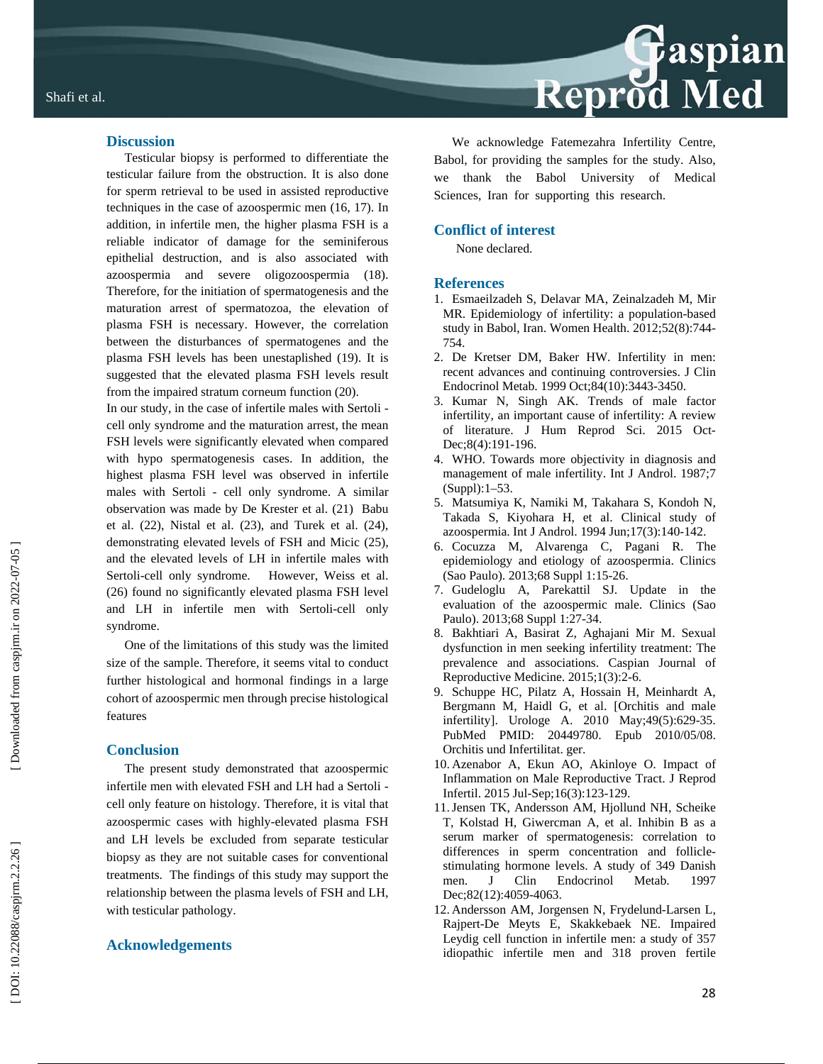## Discussion

Testicular biopsy is performed to differentiate the testicular failure from the obstruction. It is also done for sperm retrieval to be used in assisted reproductive techniques in the case of azoospermic men (16, 17). In addition, in infertile men, the higher plasma FSH is a reliable indicator of damage for the seminiferous epithelial destruction, and is also associated with azoospermia and severe oligozoospermia (18). Therefore, for the initiation of spermatogenesis and the maturation arrest of spermatozoa, the elevation of plasma FSH is necessary. However, the correlation between the disturbances of spermatogenes and the plasma FSH levels has been unestaplished (19). It is suggested that the elevated plasma FSH levels result from the impaired stratum corneum function (20).

In our study, in the case of infertile males with Sertoli - cell only syndrome and the maturation arrest, the mean FSH levels were significantly elevated when compared with hypo spermatogenesis cases. In addition, the highest plasma FSH level was observed in infertile males with Sertoli - cell only syndrome. A similar observation was made by De Krester et al. (21) Babu et al. (22), Nistal et al. (23), and Turek et al. (24), demonstrating elevated levels of FSH and Micic (25), and the elevated levels of LH in infertile males with Sertoli-cell only syndrome. However, Weiss et al. (26) found no significantly elevated plasma FSH level and LH in infertile men with Sertoli-cell only syndrome.

One of the limitations of this study was the limited size of the sample. Therefore, it seems vital to conduct further histological and hormonal findings in a large cohort of azoospermic men through precise histological features

## Conclusion

The present study demonstrated that azoospermic infertile men with elevated FSH and LH had a Sertoli - cell only feature on histology. Therefore, it is vital that azoospermic cases with highly-elevated plasma FSH and LH levels be excluded from separate testicular biopsy as they are not suitable cases for conventional treatments. The findings of this study may support the relationship between the plasma levels of FSH and LH, with testicular pathology.

## Acknowledgements

We acknowledge Fatemezahra Infertility Centre, Babol, for providing the samples for the study. Also, we thank the Babol University of Medical Sciences, Iran for supporting this research.

## Conflict of interest

None declared.

## References

1. Esmaeilzadeh S, Delavar MA, Zeinalzadeh M, Mir MR. Epidemiology of infertility: a population-based study in Babol, Iran. Women Health. 2012;52(8):744-754.
2. De Kretser DM, Baker HW. Infertility in men: recent advances and continuing controversies. J Clin Endocrinol Metab. 1999 Oct;84(10):3443-3450.
3. Kumar N, Singh AK. Trends of male factor infertility, an important cause of infertility: A review of literature. J Hum Reprod Sci. 2015 Oct-Dec;8(4):191-196.
4. WHO. Towards more objectivity in diagnosis and management of male infertility. Int J Androl. 1987;7 (Suppl):1–53.
5. Matsumiya K, Namiki M, Takahara S, Kondoh N, Takada S, Kiyohara H, et al. Clinical study of azoospermia. Int J Androl. 1994 Jun;17(3):140-142.
6. Cocuzza M, Alvarenga C, Pagani R. The epidemiology and etiology of azoospermia. Clinics (Sao Paulo). 2013;68 Suppl 1:15-26.
7. Gudeloglu A, Parekattil SJ. Update in the evaluation of the azoospermic male. Clinics (Sao Paulo). 2013;68 Suppl 1:27-34.
8. Bakhtiari A, Basirat Z, Aghajani Mir M. Sexual dysfunction in men seeking infertility treatment: The prevalence and associations. Caspian Journal of Reproductive Medicine. 2015;1(3):2-6.
9. Schuppe HC, Pilatz A, Hossain H, Meinhardt A, Bergmann M, Haidl G, et al. [Orchitis and male infertility]. Urologe A. 2010 May;49(5):629-35. PubMed PMID: 20449780. Epub 2010/05/08. Orchitis und Infertilitat. ger.
10. Azenabor A, Ekun AO, Akinloye O. Impact of Inflammation on Male Reproductive Tract. J Reprod Infertil. 2015 Jul-Sep;16(3):123-129.
11. Jensen TK, Andersson AM, Hjollund NH, Scheike T, Kolstad H, Giwercman A, et al. Inhibin B as a serum marker of spermatogenesis: correlation to differences in sperm concentration and follicle-stimulating hormone levels. A study of 349 Danish men. J Clin Endocrinol Metab. 1997 Dec;82(12):4059-4063.
12. Andersson AM, Jorgensen N, Frydelund-Larsen L, Rajpert-De Meyts E, Skakkebaek NE. Impaired Leydig cell function in infertile men: a study of 357 idiopathic infertile men and 318 proven fertile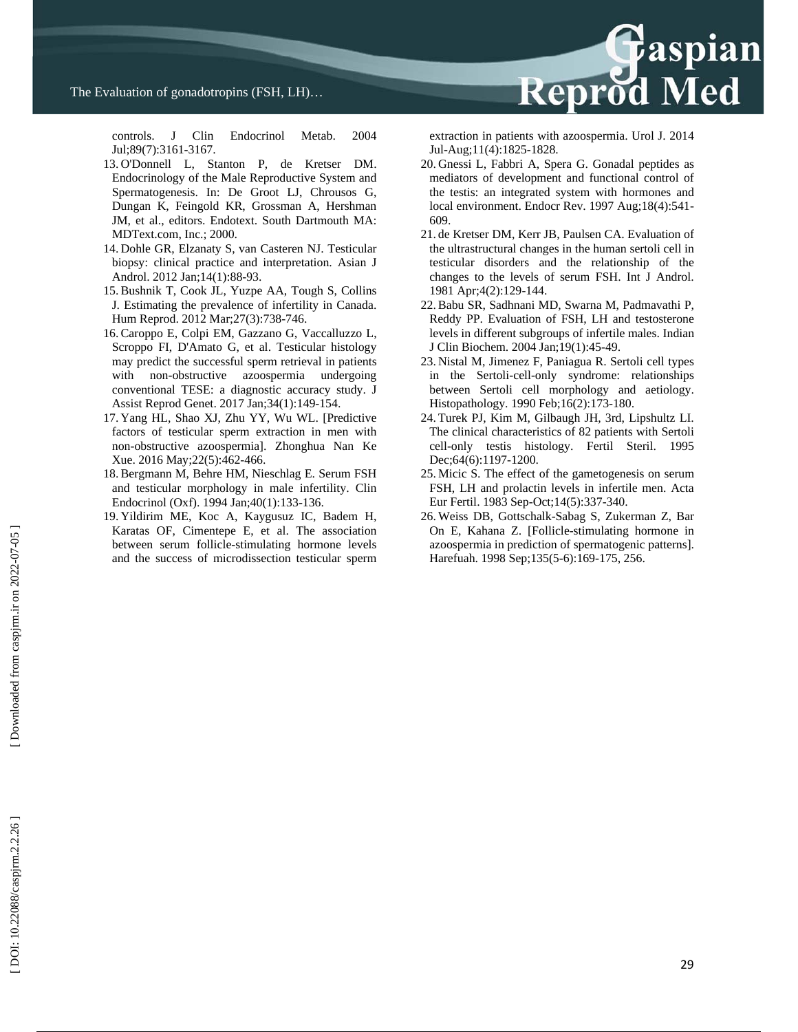controls. J Clin Endocrinol Metab. 2004 Jul;89(7):3161-3167.

13. O'Donnell L, Stanton P, de Kretser DM. Endocrinology of the Male Reproductive System and Spermatogenesis. In: De Groot LJ, Chrousos G, Dungan K, Feingold KR, Grossman A, Hershman JM, et al., editors. Endotext. South Dartmouth MA: MDText.com, Inc.; 2000.
14. Dohle GR, Elzanaty S, van Casteren NJ. Testicular biopsy: clinical practice and interpretation. Asian J Androl. 2012 Jan;14(1):88-93.
15. Bushnik T, Cook JL, Yuzpe AA, Tough S, Collins J. Estimating the prevalence of infertility in Canada. Hum Reprod. 2012 Mar;27(3):738-746.
16. Caroppo E, Colpi EM, Gazzano G, Vaccalluzzo L, Scroppo FI, D'Amato G, et al. Testicular histology may predict the successful sperm retrieval in patients with non-obstructive azoospermia undergoing conventional TESE: a diagnostic accuracy study. J Assist Reprod Genet. 2017 Jan;34(1):149-154.
17. Yang HL, Shao XJ, Zhu YY, Wu WL. [Predictive factors of testicular sperm extraction in men with non-obstructive azoospermia]. Zhonghua Nan Ke Xue. 2016 May;22(5):462-466.
18. Bergmann M, Behre HM, Nieschlag E. Serum FSH and testicular morphology in male infertility. Clin Endocrinol (Oxf). 1994 Jan;40(1):133-136.
19. Yildirim ME, Koc A, Kaygusuz IC, Badem H, Karatas OF, Cimentepe E, et al. The association between serum follicle-stimulating hormone levels and the success of microdissection testicular sperm extraction in patients with azoospermia. Urol J. 2014 Jul-Aug;11(4):1825-1828.
20. Gnessi L, Fabbri A, Spera G. Gonadal peptides as mediators of development and functional control of the testis: an integrated system with hormones and local environment. Endocr Rev. 1997 Aug;18(4):541-609.
21. de Kretser DM, Kerr JB, Paulsen CA. Evaluation of the ultrastructural changes in the human sertoli cell in testicular disorders and the relationship of the changes to the levels of serum FSH. Int J Androl. 1981 Apr;4(2):129-144.
22. Babu SR, Sadhnani MD, Swarna M, Padmavathi P, Reddy PP. Evaluation of FSH, LH and testosterone levels in different subgroups of infertile males. Indian J Clin Biochem. 2004 Jan;19(1):45-49.
23. Nistal M, Jimenez F, Paniagua R. Sertoli cell types in the Sertoli-cell-only syndrome: relationships between Sertoli cell morphology and aetiology. Histopathology. 1990 Feb;16(2):173-180.
24. Turek PJ, Kim M, Gilbaugh JH, 3rd, Lipshultz LI. The clinical characteristics of 82 patients with Sertoli cell-only testis histology. Fertil Steril. 1995 Dec;64(6):1197-1200.
25. Micic S. The effect of the gametogenesis on serum FSH, LH and prolactin levels in infertile men. Acta Eur Fertil. 1983 Sep-Oct;14(5):337-340.
26. Weiss DB, Gottschalk-Sabag S, Zukerman Z, Bar On E, Kahana Z. [Follicle-stimulating hormone in azoospermia in prediction of spermatogenic patterns]. Harefuah. 1998 Sep;135(5-6):169-175, 256.